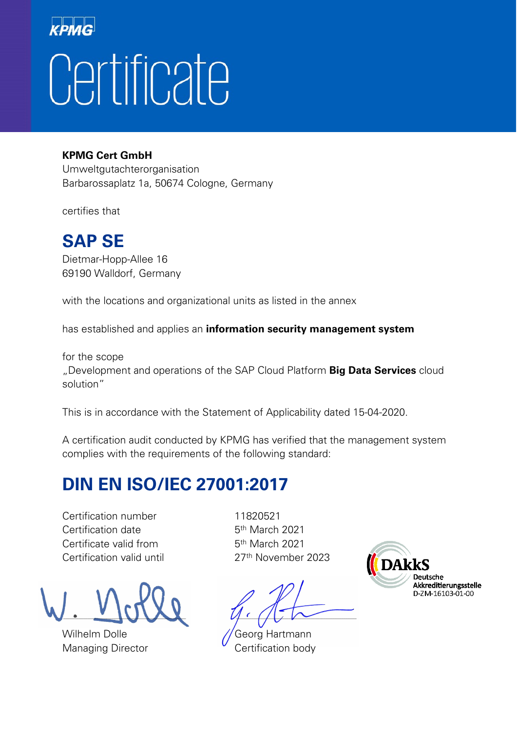KPMG

# Certificate

**KPMG Cert GmbH**
Umweltgutachterorganisation
Barbarossaplatz 1a, 50674 Cologne, Germany

certifies that

## SAP SE

Dietmar-Hopp-Allee 16
69190 Walldorf, Germany

with the locations and organizational units as listed in the annex

has established and applies an **information security management system**

for the scope
„Development and operations of the SAP Cloud Platform **Big Data Services** cloud solution"

This is in accordance with the Statement of Applicability dated 15-04-2020.

A certification audit conducted by KPMG has verified that the management system complies with the requirements of the following standard:

## DIN EN ISO/IEC 27001:2017

| | |
|---|---|
| Certification number | 11820521 |
| Certification date | 5th March 2021 |
| Certificate valid from | 5th March 2021 |
| Certification valid until | 27th November 2023 |

DAkkS
Deutsche Akkreditierungsstelle
D-ZM-16103-01-00

Wilhelm Dolle
Managing Director

Georg Hartmann
Certification body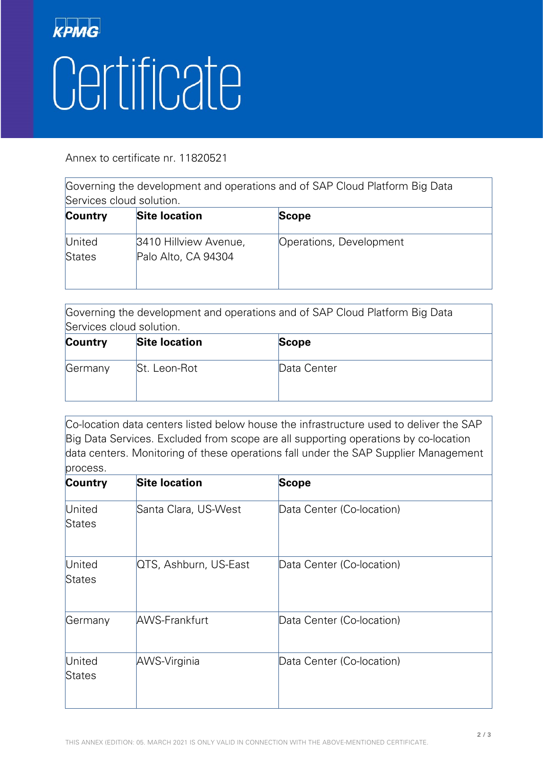KPMG

# Certificate

Annex to certificate nr. 11820521

| Governing the development and operations and of SAP Cloud Platform Big Data Services cloud solution. | | |
|---|---|---|
| **Country** | **Site location** | **Scope** |
| United States | 3410 Hillview Avenue, Palo Alto, CA 94304 | Operations, Development |

| Governing the development and operations and of SAP Cloud Platform Big Data Services cloud solution. | | |
|---|---|---|
| **Country** | **Site location** | **Scope** |
| Germany | St. Leon-Rot | Data Center |

| Co-location data centers listed below house the infrastructure used to deliver the SAP Big Data Services. Excluded from scope are all supporting operations by co-location data centers. Monitoring of these operations fall under the SAP Supplier Management process. | | |
|---|---|---|
| **Country** | **Site location** | **Scope** |
| United States | Santa Clara, US-West | Data Center (Co-location) |
| United States | QTS, Ashburn, US-East | Data Center (Co-location) |
| Germany | AWS-Frankfurt | Data Center (Co-location) |
| United States | AWS-Virginia | Data Center (Co-location) |

THIS ANNEX (EDITION: 05. MARCH 2021 IS ONLY VALID IN CONNECTION WITH THE ABOVE-MENTIONED CERTIFICATE.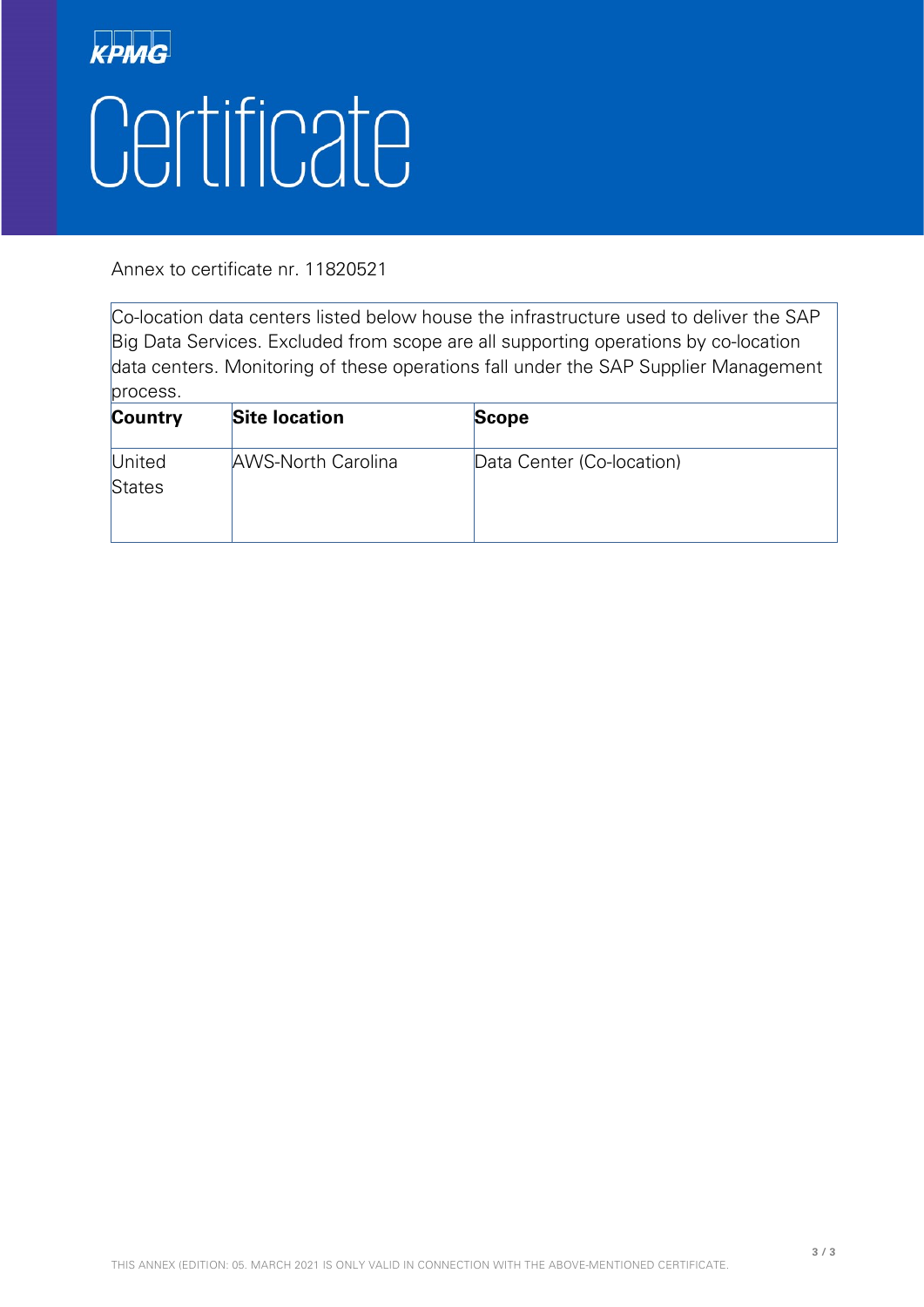KPMG

# Certificate

Annex to certificate nr. 11820521

| Co-location data centers listed below house the infrastructure used to deliver the SAP Big Data Services. Excluded from scope are all supporting operations by co-location data centers. Monitoring of these operations fall under the SAP Supplier Management process. | | |
|---|---|---|
| **Country** | **Site location** | **Scope** |
| United States | AWS-North Carolina | Data Center (Co-location) |

THIS ANNEX (EDITION: 05. MARCH 2021 IS ONLY VALID IN CONNECTION WITH THE ABOVE-MENTIONED CERTIFICATE.